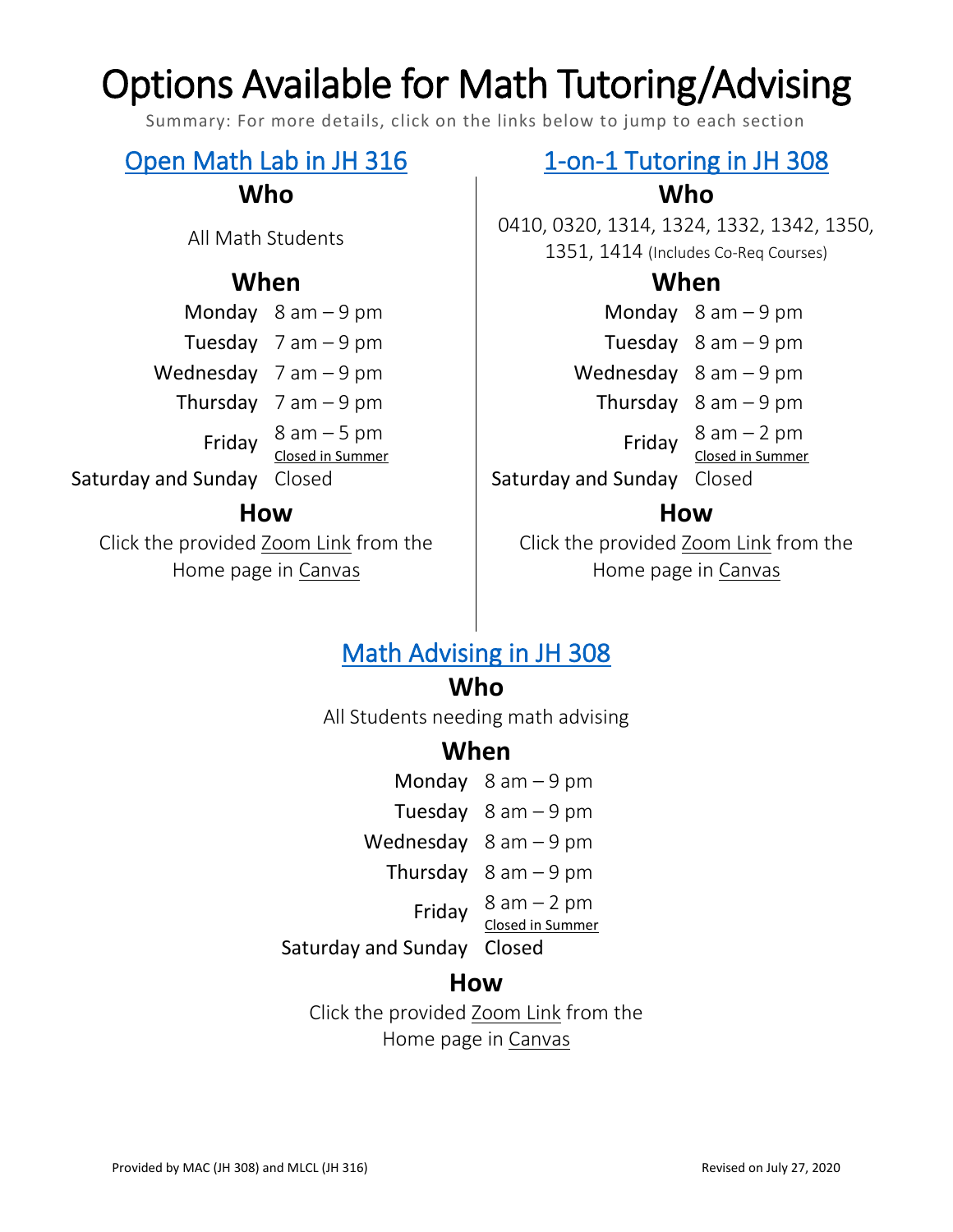# Options Available for Math Tutoring/Advising

Summary: For more details, click on the links below to jump to each section

## Open Math Lab in JH 316

### Who

All Math Students

### When

| Day | Hours |
|---|---|
| Monday | 8 am – 9 pm |
| Tuesday | 7 am – 9 pm |
| Wednesday | 7 am – 9 pm |
| Thursday | 7 am – 9 pm |
| Friday | 8 am – 5 pm Closed in Summer |
| Saturday and Sunday | Closed |

### How

Click the provided Zoom Link from the Home page in Canvas

## 1-on-1 Tutoring in JH 308

### Who

0410, 0320, 1314, 1324, 1332, 1342, 1350, 1351, 1414 (Includes Co-Req Courses)

### When

| Day | Hours |
|---|---|
| Monday | 8 am – 9 pm |
| Tuesday | 8 am – 9 pm |
| Wednesday | 8 am – 9 pm |
| Thursday | 8 am – 9 pm |
| Friday | 8 am – 2 pm Closed in Summer |
| Saturday and Sunday | Closed |

### How

Click the provided Zoom Link from the Home page in Canvas

## Math Advising in JH 308

### Who

All Students needing math advising

### When

| Day | Hours |
|---|---|
| Monday | 8 am – 9 pm |
| Tuesday | 8 am – 9 pm |
| Wednesday | 8 am – 9 pm |
| Thursday | 8 am – 9 pm |
| Friday | 8 am – 2 pm Closed in Summer |
| Saturday and Sunday | Closed |

### How

Click the provided Zoom Link from the Home page in Canvas

Provided by MAC (JH 308) and MLCL (JH 316)

Revised on July 27, 2020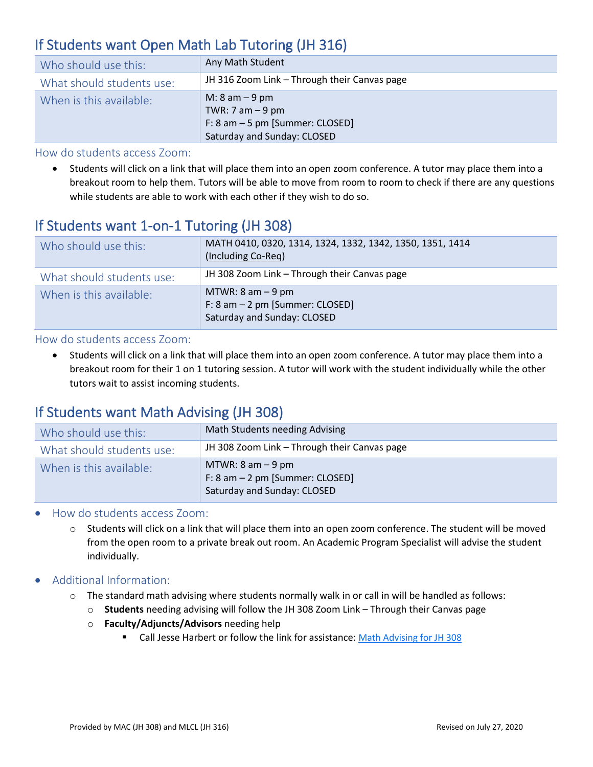## If Students want Open Math Lab Tutoring (JH 316)

| | |
|---|---|
| Who should use this: | Any Math Student |
| What should students use: | JH 316 Zoom Link – Through their Canvas page |
| When is this available: | M: 8 am – 9 pm<br>TWR: 7 am – 9 pm<br>F: 8 am – 5 pm [Summer: CLOSED]<br>Saturday and Sunday: CLOSED |

### How do students access Zoom:

- Students will click on a link that will place them into an open zoom conference. A tutor may place them into a breakout room to help them. Tutors will be able to move from room to room to check if there are any questions while students are able to work with each other if they wish to do so.

## If Students want 1-on-1 Tutoring (JH 308)

| | |
|---|---|
| Who should use this: | MATH 0410, 0320, 1314, 1324, 1332, 1342, 1350, 1351, 1414 (Including Co-Req) |
| What should students use: | JH 308 Zoom Link – Through their Canvas page |
| When is this available: | MTWR: 8 am – 9 pm<br>F: 8 am – 2 pm [Summer: CLOSED]<br>Saturday and Sunday: CLOSED |

### How do students access Zoom:

- Students will click on a link that will place them into an open zoom conference. A tutor may place them into a breakout room for their 1 on 1 tutoring session. A tutor will work with the student individually while the other tutors wait to assist incoming students.

## If Students want Math Advising (JH 308)

| | |
|---|---|
| Who should use this: | Math Students needing Advising |
| What should students use: | JH 308 Zoom Link – Through their Canvas page |
| When is this available: | MTWR: 8 am – 9 pm<br>F: 8 am – 2 pm [Summer: CLOSED]<br>Saturday and Sunday: CLOSED |

- How do students access Zoom:
  - Students will click on a link that will place them into an open zoom conference. The student will be moved from the open room to a private break out room. An Academic Program Specialist will advise the student individually.
- Additional Information:
  - The standard math advising where students normally walk in or call in will be handled as follows:
    - **Students** needing advising will follow the JH 308 Zoom Link – Through their Canvas page
    - **Faculty/Adjuncts/Advisors** needing help
      - Call Jesse Harbert or follow the link for assistance: Math Advising for JH 308

Provided by MAC (JH 308) and MLCL (JH 316)

Revised on July 27, 2020